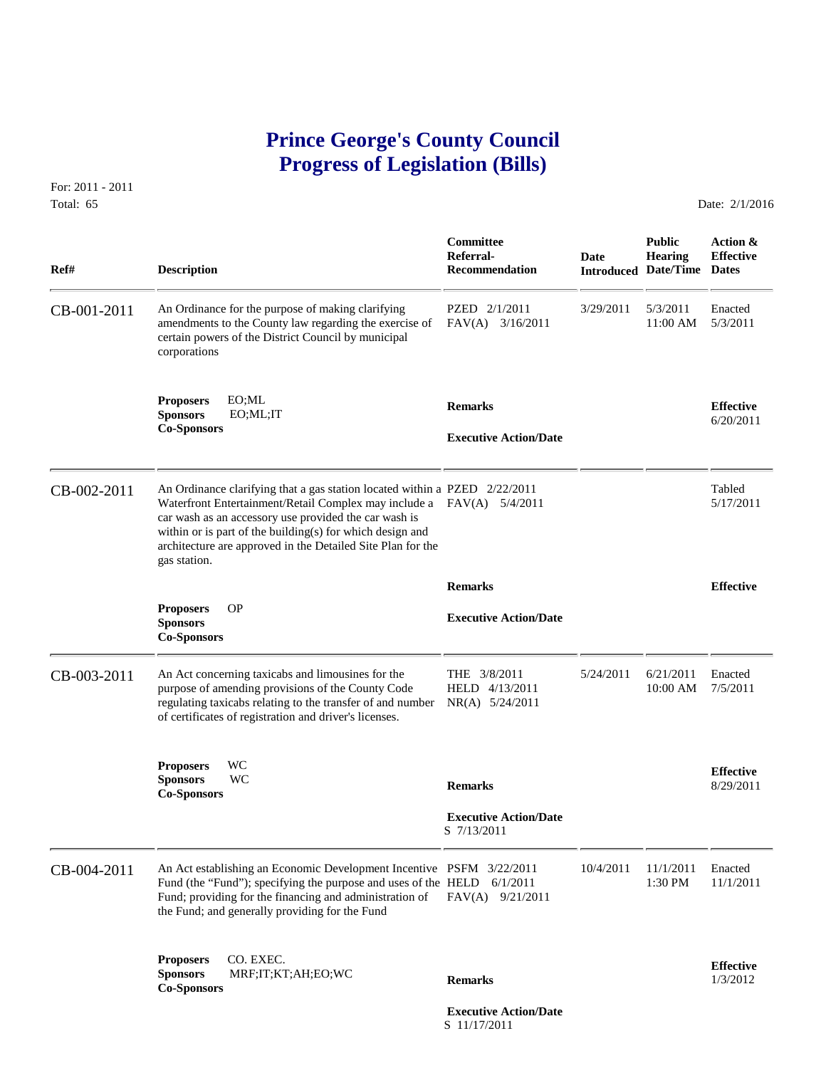# Prince George's County Council
# Progress of Legislation (Bills)

For: 2011 - 2011
Total: 65

Date: 2/1/2016

| Ref# | Description | Committee Referral-Recommendation | Date Introduced | Public Hearing Date/Time | Action & Effective Dates |
|---|---|---|---|---|---|
| CB-001-2011 | An Ordinance for the purpose of making clarifying amendments to the County law regarding the exercise of certain powers of the District Council by municipal corporations | PZED 2/1/2011<br>FAV(A) 3/16/2011 | 3/29/2011 | 5/3/2011<br>11:00 AM | Enacted<br>5/3/2011 |
| | **Proposers** EO;ML<br>**Sponsors** EO;ML;IT<br>**Co-Sponsors** | **Remarks**<br><br>**Executive Action/Date** | | | **Effective**<br>6/20/2011 |
| CB-002-2011 | An Ordinance clarifying that a gas station located within a Waterfront Entertainment/Retail Complex may include a car wash as an accessory use provided the car wash is within or is part of the building(s) for which design and architecture are approved in the Detailed Site Plan for the gas station. | PZED 2/22/2011<br>FAV(A) 5/4/2011 | | | Tabled<br>5/17/2011 |
| | **Proposers** OP<br>**Sponsors**<br>**Co-Sponsors** | **Remarks**<br><br>**Executive Action/Date** | | | **Effective** |
| CB-003-2011 | An Act concerning taxicabs and limousines for the purpose of amending provisions of the County Code regulating taxicabs relating to the transfer of and number of certificates of registration and driver's licenses. | THE 3/8/2011<br>HELD 4/13/2011<br>NR(A) 5/24/2011 | 5/24/2011 | 6/21/2011<br>10:00 AM | Enacted<br>7/5/2011 |
| | **Proposers** WC<br>**Sponsors** WC<br>**Co-Sponsors** | **Remarks**<br><br>**Executive Action/Date**<br>S 7/13/2011 | | | **Effective**<br>8/29/2011 |
| CB-004-2011 | An Act establishing an Economic Development Incentive Fund (the "Fund"); specifying the purpose and uses of the Fund; providing for the financing and administration of the Fund; and generally providing for the Fund | PSFM 3/22/2011<br>HELD 6/1/2011<br>FAV(A) 9/21/2011 | 10/4/2011 | 11/1/2011<br>1:30 PM | Enacted<br>11/1/2011 |
| | **Proposers** CO. EXEC.<br>**Sponsors** MRF;IT;KT;AH;EO;WC<br>**Co-Sponsors** | **Remarks**<br><br>**Executive Action/Date**<br>S 11/17/2011 | | | **Effective**<br>1/3/2012 |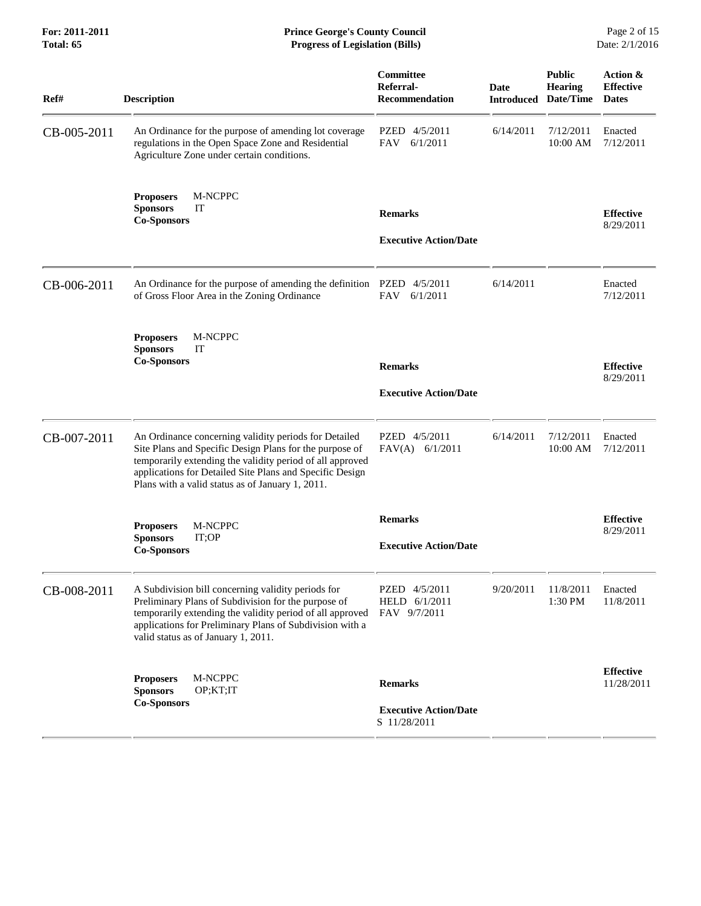| Ref# | Description | Committee Referral-Recommendation | Date Introduced | Public Hearing Date/Time | Action & Effective Dates |
|---|---|---|---|---|---|
| CB-005-2011 | An Ordinance for the purpose of amending lot coverage regulations in the Open Space Zone and Residential Agriculture Zone under certain conditions. | PZED 4/5/2011<br>FAV 6/1/2011 | 6/14/2011 | 7/12/2011<br>10:00 AM | Enacted<br>7/12/2011 |
| | **Proposers** M-NCPPC<br>**Sponsors** IT<br>**Co-Sponsors** | **Remarks**<br><br>**Executive Action/Date** | | | **Effective**<br>8/29/2011 |
| CB-006-2011 | An Ordinance for the purpose of amending the definition of Gross Floor Area in the Zoning Ordinance | PZED 4/5/2011<br>FAV 6/1/2011 | 6/14/2011 | | Enacted<br>7/12/2011 |
| | **Proposers** M-NCPPC<br>**Sponsors** IT<br>**Co-Sponsors** | **Remarks**<br><br>**Executive Action/Date** | | | **Effective**<br>8/29/2011 |
| CB-007-2011 | An Ordinance concerning validity periods for Detailed Site Plans and Specific Design Plans for the purpose of temporarily extending the validity period of all approved applications for Detailed Site Plans and Specific Design Plans with a valid status as of January 1, 2011. | PZED 4/5/2011<br>FAV(A) 6/1/2011 | 6/14/2011 | 7/12/2011<br>10:00 AM | Enacted<br>7/12/2011 |
| | **Proposers** M-NCPPC<br>**Sponsors** IT;OP<br>**Co-Sponsors** | **Remarks**<br><br>**Executive Action/Date** | | | **Effective**<br>8/29/2011 |
| CB-008-2011 | A Subdivision bill concerning validity periods for Preliminary Plans of Subdivision for the purpose of temporarily extending the validity period of all approved applications for Preliminary Plans of Subdivision with a valid status as of January 1, 2011. | PZED 4/5/2011<br>HELD 6/1/2011<br>FAV 9/7/2011 | 9/20/2011 | 11/8/2011<br>1:30 PM | Enacted<br>11/8/2011 |
| | **Proposers** M-NCPPC<br>**Sponsors** OP;KT;IT<br>**Co-Sponsors** | **Remarks**<br><br>**Executive Action/Date**<br>S 11/28/2011 | | | **Effective**<br>11/28/2011 |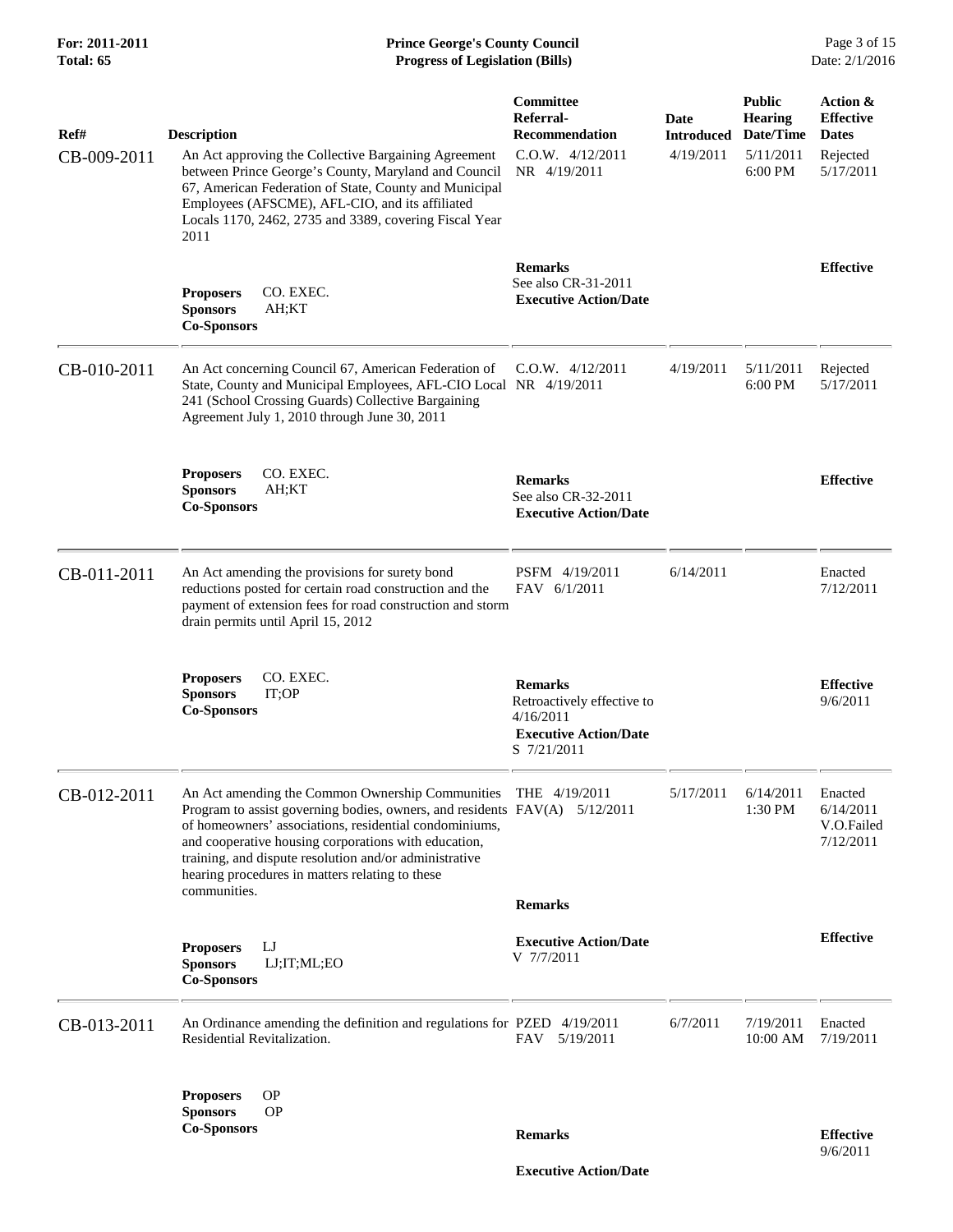| Ref# | Description | Committee Referral-Recommendation | Date Introduced | Public Hearing Date/Time | Action & Effective Dates |
|---|---|---|---|---|---|
| CB-009-2011 | An Act approving the Collective Bargaining Agreement between Prince George's County, Maryland and Council 67, American Federation of State, County and Municipal Employees (AFSCME), AFL-CIO, and its affiliated Locals 1170, 2462, 2735 and 3389, covering Fiscal Year 2011 | C.O.W. 4/12/2011<br>NR 4/19/2011 | 4/19/2011 | 5/11/2011<br>6:00 PM | Rejected<br>5/17/2011 |
| | **Proposers** CO. EXEC.<br>**Sponsors** AH;KT<br>**Co-Sponsors** | **Remarks**<br>See also CR-31-2011<br>**Executive Action/Date** | | | **Effective** |
| CB-010-2011 | An Act concerning Council 67, American Federation of State, County and Municipal Employees, AFL-CIO Local 241 (School Crossing Guards) Collective Bargaining Agreement July 1, 2010 through June 30, 2011 | C.O.W. 4/12/2011<br>NR 4/19/2011 | 4/19/2011 | 5/11/2011<br>6:00 PM | Rejected<br>5/17/2011 |
| | **Proposers** CO. EXEC.<br>**Sponsors** AH;KT<br>**Co-Sponsors** | **Remarks**<br>See also CR-32-2011<br>**Executive Action/Date** | | | **Effective** |
| CB-011-2011 | An Act amending the provisions for surety bond reductions posted for certain road construction and the payment of extension fees for road construction and storm drain permits until April 15, 2012 | PSFM 4/19/2011<br>FAV 6/1/2011 | 6/14/2011 | | Enacted<br>7/12/2011 |
| | **Proposers** CO. EXEC.<br>**Sponsors** IT;OP<br>**Co-Sponsors** | **Remarks**<br>Retroactively effective to 4/16/2011<br>**Executive Action/Date**<br>S 7/21/2011 | | | **Effective**<br>9/6/2011 |
| CB-012-2011 | An Act amending the Common Ownership Communities Program to assist governing bodies, owners, and residents of homeowners' associations, residential condominiums, and cooperative housing corporations with education, training, and dispute resolution and/or administrative hearing procedures in matters relating to these communities. | THE 4/19/2011<br>FAV(A) 5/12/2011 | 5/17/2011 | 6/14/2011<br>1:30 PM | Enacted<br>6/14/2011<br>V.O.Failed<br>7/12/2011 |
| | **Proposers** LJ<br>**Sponsors** LJ;IT;ML;EO<br>**Co-Sponsors** | **Remarks**<br>**Executive Action/Date**<br>V 7/7/2011 | | | **Effective** |
| CB-013-2011 | An Ordinance amending the definition and regulations for Residential Revitalization. | PZED 4/19/2011<br>FAV 5/19/2011 | 6/7/2011 | 7/19/2011<br>10:00 AM | Enacted<br>7/19/2011 |
| | **Proposers** OP<br>**Sponsors** OP<br>**Co-Sponsors** | **Remarks**<br>**Executive Action/Date** | | | **Effective**<br>9/6/2011 |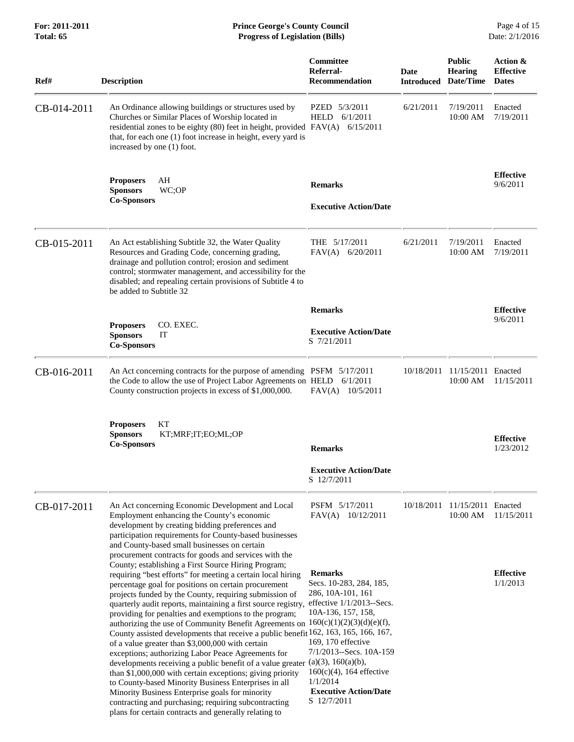| Ref# | Description | Committee Referral-Recommendation | Date Introduced | Public Hearing Date/Time | Action & Effective Dates |
|---|---|---|---|---|---|
| CB-014-2011 | An Ordinance allowing buildings or structures used by Churches or Similar Places of Worship located in residential zones to be eighty (80) feet in height, provided that, for each one (1) foot increase in height, every yard is increased by one (1) foot.<br><br>**Proposers** AH<br>**Sponsors** WC;OP<br>**Co-Sponsors** | PZED 5/3/2011<br>HELD 6/1/2011<br>FAV(A) 6/15/2011<br><br>**Remarks**<br><br>**Executive Action/Date** | 6/21/2011 | 7/19/2011 10:00 AM | Enacted 7/19/2011<br><br>**Effective** 9/6/2011 |
| CB-015-2011 | An Act establishing Subtitle 32, the Water Quality Resources and Grading Code, concerning grading, drainage and pollution control; erosion and sediment control; stormwater management, and accessibility for the disabled; and repealing certain provisions of Subtitle 4 to be added to Subtitle 32<br><br>**Proposers** CO. EXEC.<br>**Sponsors** IT<br>**Co-Sponsors** | THE 5/17/2011<br>FAV(A) 6/20/2011<br><br>**Remarks**<br><br>**Executive Action/Date**<br>S 7/21/2011 | 6/21/2011 | 7/19/2011 10:00 AM | Enacted 7/19/2011<br><br>**Effective** 9/6/2011 |
| CB-016-2011 | An Act concerning contracts for the purpose of amending the Code to allow the use of Project Labor Agreements on County construction projects in excess of $1,000,000.<br><br>**Proposers** KT<br>**Sponsors** KT;MRF;IT;EO;ML;OP<br>**Co-Sponsors** | PSFM 5/17/2011<br>HELD 6/1/2011<br>FAV(A) 10/5/2011<br><br>**Remarks**<br><br>**Executive Action/Date**<br>S 12/7/2011 | 10/18/2011 | 11/15/2011 10:00 AM | Enacted 11/15/2011<br><br>**Effective** 1/23/2012 |
| CB-017-2011 | An Act concerning Economic Development and Local Employment enhancing the County's economic development by creating bidding preferences and participation requirements for County-based businesses and County-based small businesses on certain procurement contracts for goods and services with the County; establishing a First Source Hiring Program; requiring "best efforts" for meeting a certain local hiring percentage goal for positions on certain procurement projects funded by the County, requiring submission of quarterly audit reports, maintaining a first source registry, providing for penalties and exemptions to the program; authorizing the use of Community Benefit Agreements on County assisted developments that receive a public benefit of a value greater than $3,000,000 with certain exceptions; authorizing Labor Peace Agreements for developments receiving a public benefit of a value greater than $1,000,000 with certain exceptions; giving priority to County-based Minority Business Enterprises in all Minority Business Enterprise goals for minority contracting and purchasing; requiring subcontracting plans for certain contracts and generally relating to | PSFM 5/17/2011<br>FAV(A) 10/12/2011<br><br>**Remarks**<br>Secs. 10-283, 284, 185, 286, 10A-101, 161 effective 1/1/2013--Secs. 10A-136, 157, 158, 160(c)(1)(2)(3)(d)(e)(f), 162, 163, 165, 166, 167, 169, 170 effective 7/1/2013--Secs. 10A-159 (a)(3), 160(a)(b), 160(c)(4), 164 effective 1/1/2014<br>**Executive Action/Date**<br>S 12/7/2011 | 10/18/2011 | 11/15/2011 10:00 AM | Enacted 11/15/2011<br><br>**Effective** 1/1/2013 |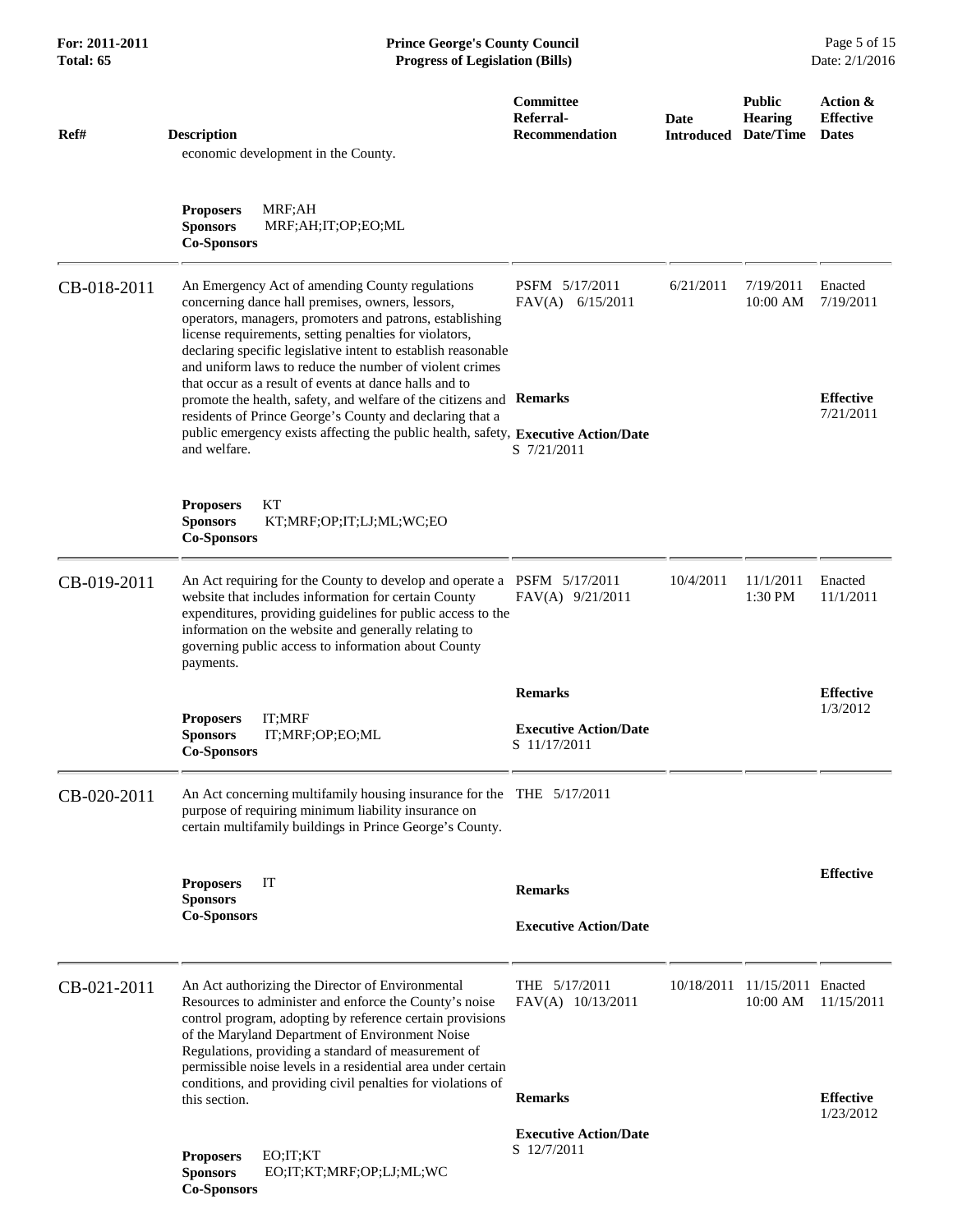| Ref# | Description | Committee Referral-Recommendation | Date Introduced | Public Hearing Date/Time | Action & Effective Dates |
|---|---|---|---|---|---|
| | economic development in the County.<br><br>**Proposers** MRF;AH<br>**Sponsors** MRF;AH;IT;OP;EO;ML<br>**Co-Sponsors** | | | | |
| CB-018-2011 | An Emergency Act of amending County regulations concerning dance hall premises, owners, lessors, operators, managers, promoters and patrons, establishing license requirements, setting penalties for violators, declaring specific legislative intent to establish reasonable and uniform laws to reduce the number of violent crimes that occur as a result of events at dance halls and to promote the health, safety, and welfare of the citizens and residents of Prince George's County and declaring that a public emergency exists affecting the public health, safety, and welfare.<br><br>**Proposers** KT<br>**Sponsors** KT;MRF;OP;IT;LJ;ML;WC;EO<br>**Co-Sponsors** | PSFM 5/17/2011<br>FAV(A) 6/15/2011<br><br>**Remarks**<br><br>**Executive Action/Date**<br>S 7/21/2011 | 6/21/2011 | 7/19/2011 10:00 AM | Enacted 7/19/2011<br><br>**Effective** 7/21/2011 |
| CB-019-2011 | An Act requiring for the County to develop and operate a website that includes information for certain County expenditures, providing guidelines for public access to the information on the website and generally relating to governing public access to information about County payments.<br><br>**Proposers** IT;MRF<br>**Sponsors** IT;MRF;OP;EO;ML<br>**Co-Sponsors** | PSFM 5/17/2011<br>FAV(A) 9/21/2011<br><br>**Remarks**<br><br>**Executive Action/Date**<br>S 11/17/2011 | 10/4/2011 | 11/1/2011 1:30 PM | Enacted 11/1/2011<br><br>**Effective** 1/3/2012 |
| CB-020-2011 | An Act concerning multifamily housing insurance for the purpose of requiring minimum liability insurance on certain multifamily buildings in Prince George's County.<br><br>**Proposers** IT<br>**Sponsors**<br>**Co-Sponsors** | THE 5/17/2011<br><br>**Remarks**<br><br>**Executive Action/Date** | | | **Effective** |
| CB-021-2011 | An Act authorizing the Director of Environmental Resources to administer and enforce the County's noise control program, adopting by reference certain provisions of the Maryland Department of Environment Noise Regulations, providing a standard of measurement of permissible noise levels in a residential area under certain conditions, and providing civil penalties for violations of this section.<br><br>**Proposers** EO;IT;KT<br>**Sponsors** EO;IT;KT;MRF;OP;LJ;ML;WC<br>**Co-Sponsors** | THE 5/17/2011<br>FAV(A) 10/13/2011<br><br>**Remarks**<br><br>**Executive Action/Date**<br>S 12/7/2011 | 10/18/2011 | 11/15/2011 10:00 AM | Enacted 11/15/2011<br><br>**Effective** 1/23/2012 |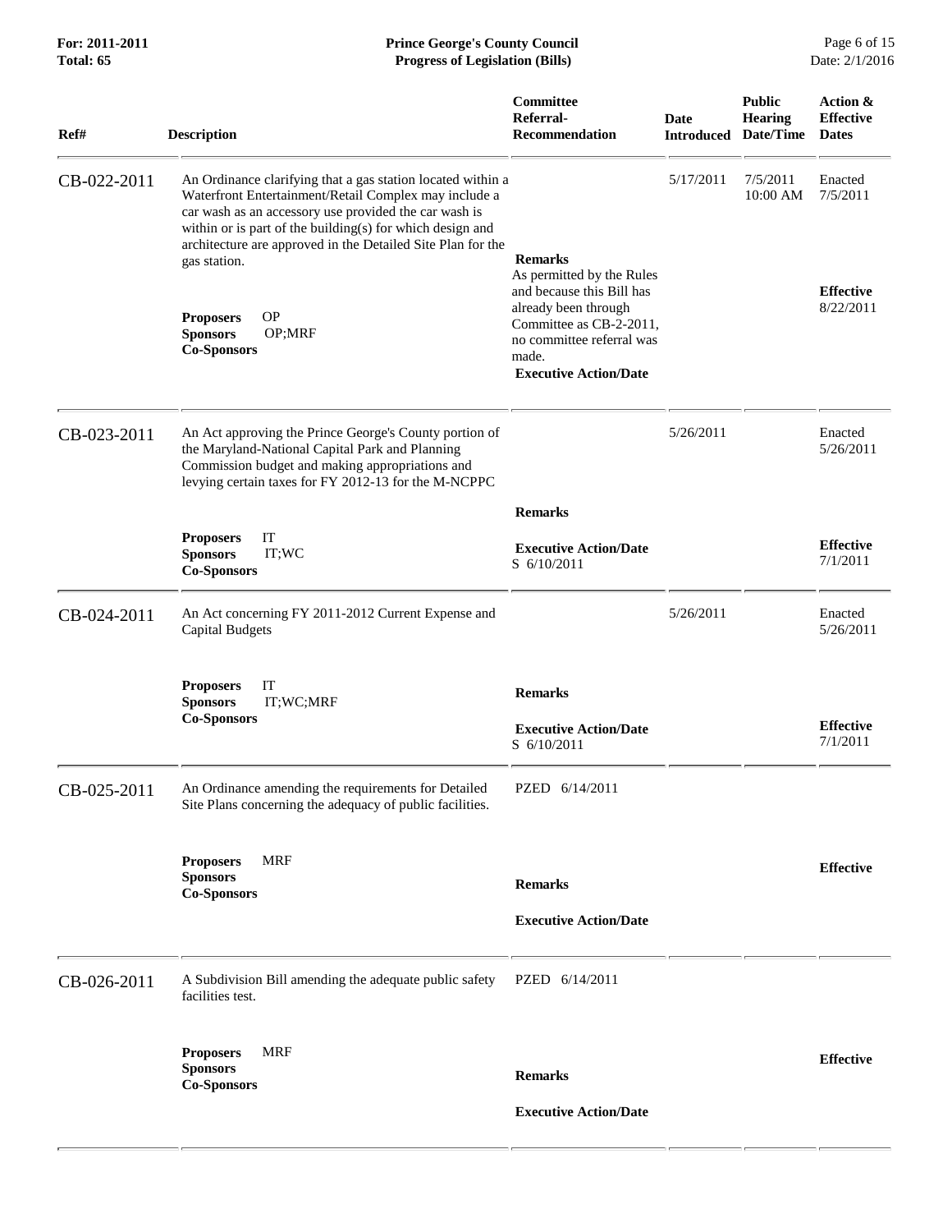| Ref# | Description | Committee Referral-Recommendation | Date Introduced | Public Hearing Date/Time | Action & Effective Dates |
|---|---|---|---|---|---|
| CB-022-2011 | An Ordinance clarifying that a gas station located within a Waterfront Entertainment/Retail Complex may include a car wash as an accessory use provided the car wash is within or is part of the building(s) for which design and architecture are approved in the Detailed Site Plan for the gas station.<br><br>**Proposers** OP<br>**Sponsors** OP;MRF<br>**Co-Sponsors** | **Remarks**<br>As permitted by the Rules and because this Bill has already been through Committee as CB-2-2011, no committee referral was made.<br>**Executive Action/Date** | 5/17/2011 | 7/5/2011 10:00 AM | Enacted 7/5/2011<br><br>**Effective** 8/22/2011 |
| CB-023-2011 | An Act approving the Prince George's County portion of the Maryland-National Capital Park and Planning Commission budget and making appropriations and levying certain taxes for FY 2012-13 for the M-NCPPC<br><br>**Proposers** IT<br>**Sponsors** IT;WC<br>**Co-Sponsors** | **Remarks**<br>**Executive Action/Date**<br>S 6/10/2011 | 5/26/2011 | | Enacted 5/26/2011<br><br>**Effective** 7/1/2011 |
| CB-024-2011 | An Act concerning FY 2011-2012 Current Expense and Capital Budgets<br><br>**Proposers** IT<br>**Sponsors** IT;WC;MRF<br>**Co-Sponsors** | **Remarks**<br>**Executive Action/Date**<br>S 6/10/2011 | 5/26/2011 | | Enacted 5/26/2011<br><br>**Effective** 7/1/2011 |
| CB-025-2011 | An Ordinance amending the requirements for Detailed Site Plans concerning the adequacy of public facilities.<br><br>**Proposers** MRF<br>**Sponsors**<br>**Co-Sponsors** | PZED 6/14/2011<br>**Remarks**<br>**Executive Action/Date** | | | **Effective** |
| CB-026-2011 | A Subdivision Bill amending the adequate public safety facilities test.<br><br>**Proposers** MRF<br>**Sponsors**<br>**Co-Sponsors** | PZED 6/14/2011<br>**Remarks**<br>**Executive Action/Date** | | | **Effective** |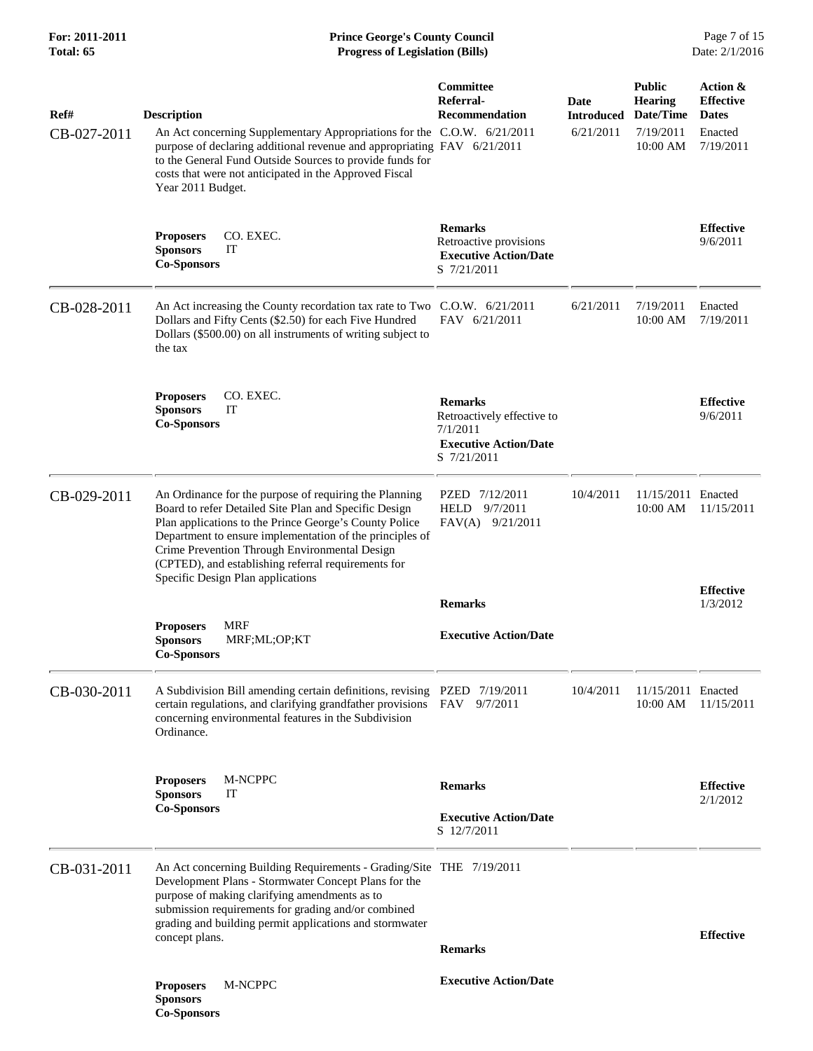| Ref# | Description | Committee Referral-Recommendation | Date Introduced | Public Hearing Date/Time | Action & Effective Dates |
|---|---|---|---|---|---|
| CB-027-2011 | An Act concerning Supplementary Appropriations for the purpose of declaring additional revenue and appropriating to the General Fund Outside Sources to provide funds for costs that were not anticipated in the Approved Fiscal Year 2011 Budget. | C.O.W. 6/21/2011<br>FAV 6/21/2011 | 6/21/2011 | 7/19/2011<br>10:00 AM | Enacted<br>7/19/2011 |
| | **Proposers** CO. EXEC.<br>**Sponsors** IT<br>**Co-Sponsors** | **Remarks**<br>Retroactive provisions<br>**Executive Action/Date**<br>S 7/21/2011 | | | **Effective**<br>9/6/2011 |
| CB-028-2011 | An Act increasing the County recordation tax rate to Two Dollars and Fifty Cents ($2.50) for each Five Hundred Dollars ($500.00) on all instruments of writing subject to the tax | C.O.W. 6/21/2011<br>FAV 6/21/2011 | 6/21/2011 | 7/19/2011<br>10:00 AM | Enacted<br>7/19/2011 |
| | **Proposers** CO. EXEC.<br>**Sponsors** IT<br>**Co-Sponsors** | **Remarks**<br>Retroactively effective to 7/1/2011<br>**Executive Action/Date**<br>S 7/21/2011 | | | **Effective**<br>9/6/2011 |
| CB-029-2011 | An Ordinance for the purpose of requiring the Planning Board to refer Detailed Site Plan and Specific Design Plan applications to the Prince George's County Police Department to ensure implementation of the principles of Crime Prevention Through Environmental Design (CPTED), and establishing referral requirements for Specific Design Plan applications | PZED 7/12/2011<br>HELD 9/7/2011<br>FAV(A) 9/21/2011 | 10/4/2011 | 11/15/2011<br>10:00 AM | Enacted<br>11/15/2011 |
| | **Proposers** MRF<br>**Sponsors** MRF;ML;OP;KT<br>**Co-Sponsors** | **Remarks**<br>**Executive Action/Date** | | | **Effective**<br>1/3/2012 |
| CB-030-2011 | A Subdivision Bill amending certain definitions, revising certain regulations, and clarifying grandfather provisions concerning environmental features in the Subdivision Ordinance. | PZED 7/19/2011<br>FAV 9/7/2011 | 10/4/2011 | 11/15/2011<br>10:00 AM | Enacted<br>11/15/2011 |
| | **Proposers** M-NCPPC<br>**Sponsors** IT<br>**Co-Sponsors** | **Remarks**<br>**Executive Action/Date**<br>S 12/7/2011 | | | **Effective**<br>2/1/2012 |
| CB-031-2011 | An Act concerning Building Requirements - Grading/Site Development Plans - Stormwater Concept Plans for the purpose of making clarifying amendments as to submission requirements for grading and/or combined grading and building permit applications and stormwater concept plans. | THE 7/19/2011 | | | |
| | **Proposers** M-NCPPC<br>**Sponsors**<br>**Co-Sponsors** | **Remarks**<br>**Executive Action/Date** | | | **Effective** |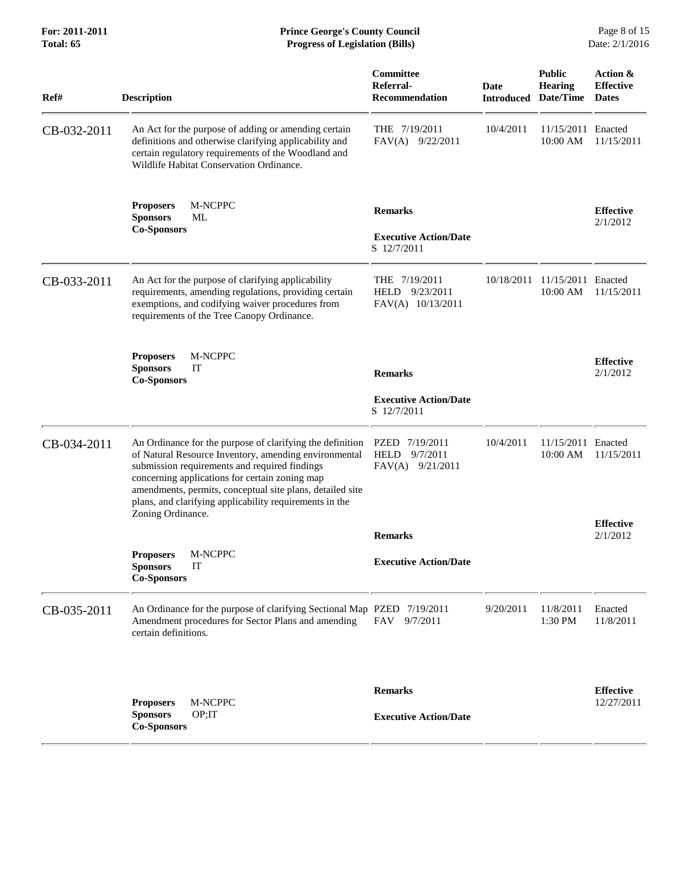| Ref# | Description | Committee Referral-Recommendation | Date Introduced | Public Hearing Date/Time | Action & Effective Dates |
|---|---|---|---|---|---|
| CB-032-2011 | An Act for the purpose of adding or amending certain definitions and otherwise clarifying applicability and certain regulatory requirements of the Woodland and Wildlife Habitat Conservation Ordinance. | THE 7/19/2011<br>FAV(A) 9/22/2011 | 10/4/2011 | 11/15/2011<br>10:00 AM | Enacted<br>11/15/2011 |
| | **Proposers** M-NCPPC<br>**Sponsors** ML<br>**Co-Sponsors** | **Remarks**<br><br>**Executive Action/Date**<br>S 12/7/2011 | | | **Effective**<br>2/1/2012 |
| CB-033-2011 | An Act for the purpose of clarifying applicability requirements, amending regulations, providing certain exemptions, and codifying waiver procedures from requirements of the Tree Canopy Ordinance. | THE 7/19/2011<br>HELD 9/23/2011<br>FAV(A) 10/13/2011 | 10/18/2011 | 11/15/2011<br>10:00 AM | Enacted<br>11/15/2011 |
| | **Proposers** M-NCPPC<br>**Sponsors** IT<br>**Co-Sponsors** | **Remarks**<br><br>**Executive Action/Date**<br>S 12/7/2011 | | | **Effective**<br>2/1/2012 |
| CB-034-2011 | An Ordinance for the purpose of clarifying the definition of Natural Resource Inventory, amending environmental submission requirements and required findings concerning applications for certain zoning map amendments, permits, conceptual site plans, detailed site plans, and clarifying applicability requirements in the Zoning Ordinance. | PZED 7/19/2011<br>HELD 9/7/2011<br>FAV(A) 9/21/2011 | 10/4/2011 | 11/15/2011<br>10:00 AM | Enacted<br>11/15/2011 |
| | **Proposers** M-NCPPC<br>**Sponsors** IT<br>**Co-Sponsors** | **Remarks**<br><br>**Executive Action/Date** | | | **Effective**<br>2/1/2012 |
| CB-035-2011 | An Ordinance for the purpose of clarifying Sectional Map Amendment procedures for Sector Plans and amending certain definitions. | PZED 7/19/2011<br>FAV 9/7/2011 | 9/20/2011 | 11/8/2011<br>1:30 PM | Enacted<br>11/8/2011 |
| | **Proposers** M-NCPPC<br>**Sponsors** OP;IT<br>**Co-Sponsors** | **Remarks**<br><br>**Executive Action/Date** | | | **Effective**<br>12/27/2011 |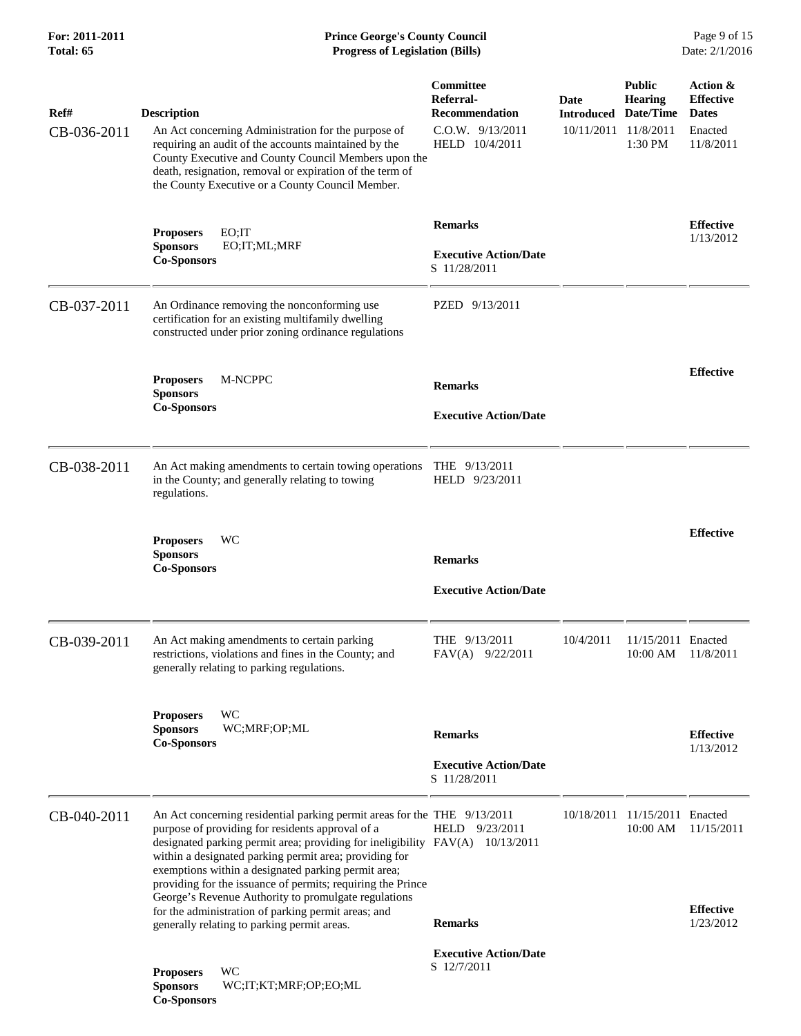| Ref# | Description | Committee Referral-Recommendation | Date Introduced | Public Hearing Date/Time | Action & Effective Dates |
|---|---|---|---|---|---|
| CB-036-2011 | An Act concerning Administration for the purpose of requiring an audit of the accounts maintained by the County Executive and County Council Members upon the death, resignation, removal or expiration of the term of the County Executive or a County Council Member.<br><br>**Proposers** EO;IT<br>**Sponsors** EO;IT;ML;MRF<br>**Co-Sponsors** | C.O.W. 9/13/2011<br>HELD 10/4/2011<br><br>**Remarks**<br><br>**Executive Action/Date**<br>S 11/28/2011 | 10/11/2011 | 11/8/2011<br>1:30 PM | Enacted<br>11/8/2011<br><br>**Effective**<br>1/13/2012 |
| CB-037-2011 | An Ordinance removing the nonconforming use certification for an existing multifamily dwelling constructed under prior zoning ordinance regulations<br><br>**Proposers** M-NCPPC<br>**Sponsors**<br>**Co-Sponsors** | PZED 9/13/2011<br><br>**Remarks**<br><br>**Executive Action/Date** | | | **Effective** |
| CB-038-2011 | An Act making amendments to certain towing operations in the County; and generally relating to towing regulations.<br><br>**Proposers** WC<br>**Sponsors**<br>**Co-Sponsors** | THE 9/13/2011<br>HELD 9/23/2011<br><br>**Remarks**<br><br>**Executive Action/Date** | | | **Effective** |
| CB-039-2011 | An Act making amendments to certain parking restrictions, violations and fines in the County; and generally relating to parking regulations.<br><br>**Proposers** WC<br>**Sponsors** WC;MRF;OP;ML<br>**Co-Sponsors** | THE 9/13/2011<br>FAV(A) 9/22/2011<br><br>**Remarks**<br><br>**Executive Action/Date**<br>S 11/28/2011 | 10/4/2011 | 11/15/2011<br>10:00 AM | Enacted<br>11/8/2011<br><br>**Effective**<br>1/13/2012 |
| CB-040-2011 | An Act concerning residential parking permit areas for the purpose of providing for residents approval of a designated parking permit area; providing for ineligibility within a designated parking permit area; providing for exemptions within a designated parking permit area; providing for the issuance of permits; requiring the Prince George's Revenue Authority to promulgate regulations for the administration of parking permit areas; and generally relating to parking permit areas.<br><br>**Proposers** WC<br>**Sponsors** WC;IT;KT;MRF;OP;EO;ML<br>**Co-Sponsors** | THE 9/13/2011<br>HELD 9/23/2011<br>FAV(A) 10/13/2011<br><br>**Remarks**<br><br>**Executive Action/Date**<br>S 12/7/2011 | 10/18/2011 | 11/15/2011<br>10:00 AM | Enacted<br>11/15/2011<br><br>**Effective**<br>1/23/2012 |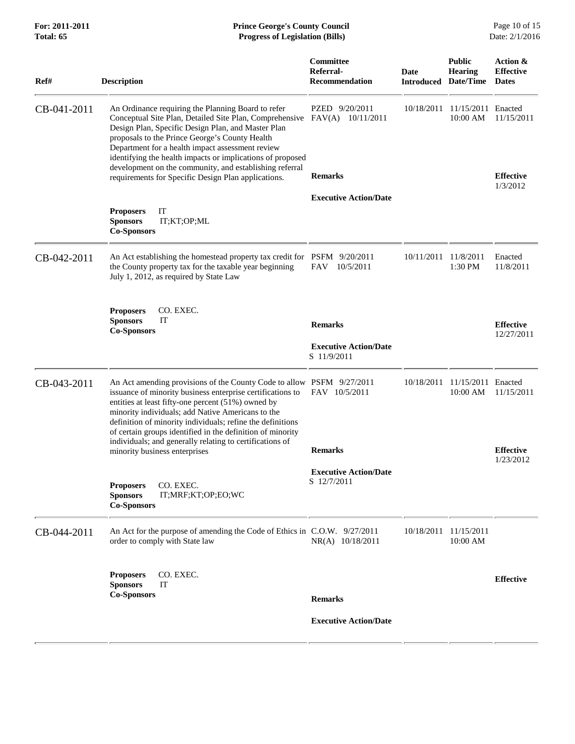| Ref# | Description | Committee Referral-Recommendation | Date Introduced | Public Hearing Date/Time | Action & Effective Dates |
|---|---|---|---|---|---|
| CB-041-2011 | An Ordinance requiring the Planning Board to refer Conceptual Site Plan, Detailed Site Plan, Comprehensive Design Plan, Specific Design Plan, and Master Plan proposals to the Prince George's County Health Department for a health impact assessment review identifying the health impacts or implications of proposed development on the community, and establishing referral requirements for Specific Design Plan applications.<br>**Proposers** IT<br>**Sponsors** IT;KT;OP;ML<br>**Co-Sponsors** | PZED 9/20/2011<br>FAV(A) 10/11/2011<br>**Remarks**<br>**Executive Action/Date** | 10/18/2011 | 11/15/2011 10:00 AM | Enacted 11/15/2011<br>**Effective** 1/3/2012 |
| CB-042-2011 | An Act establishing the homestead property tax credit for the County property tax for the taxable year beginning July 1, 2012, as required by State Law<br>**Proposers** CO. EXEC.<br>**Sponsors** IT<br>**Co-Sponsors** | PSFM 9/20/2011<br>FAV 10/5/2011<br>**Remarks**<br>**Executive Action/Date**<br>S 11/9/2011 | 10/11/2011 | 11/8/2011 1:30 PM | Enacted 11/8/2011<br>**Effective** 12/27/2011 |
| CB-043-2011 | An Act amending provisions of the County Code to allow issuance of minority business enterprise certifications to entities at least fifty-one percent (51%) owned by minority individuals; add Native Americans to the definition of minority individuals; refine the definitions of certain groups identified in the definition of minority individuals; and generally relating to certifications of minority business enterprises<br>**Proposers** CO. EXEC.<br>**Sponsors** IT;MRF;KT;OP;EO;WC<br>**Co-Sponsors** | PSFM 9/27/2011<br>FAV 10/5/2011<br>**Remarks**<br>**Executive Action/Date**<br>S 12/7/2011 | 10/18/2011 | 11/15/2011 10:00 AM | Enacted 11/15/2011<br>**Effective** 1/23/2012 |
| CB-044-2011 | An Act for the purpose of amending the Code of Ethics in order to comply with State law<br>**Proposers** CO. EXEC.<br>**Sponsors** IT<br>**Co-Sponsors** | C.O.W. 9/27/2011<br>NR(A) 10/18/2011<br>**Remarks**<br>**Executive Action/Date** | 10/18/2011 | 11/15/2011 10:00 AM | **Effective** |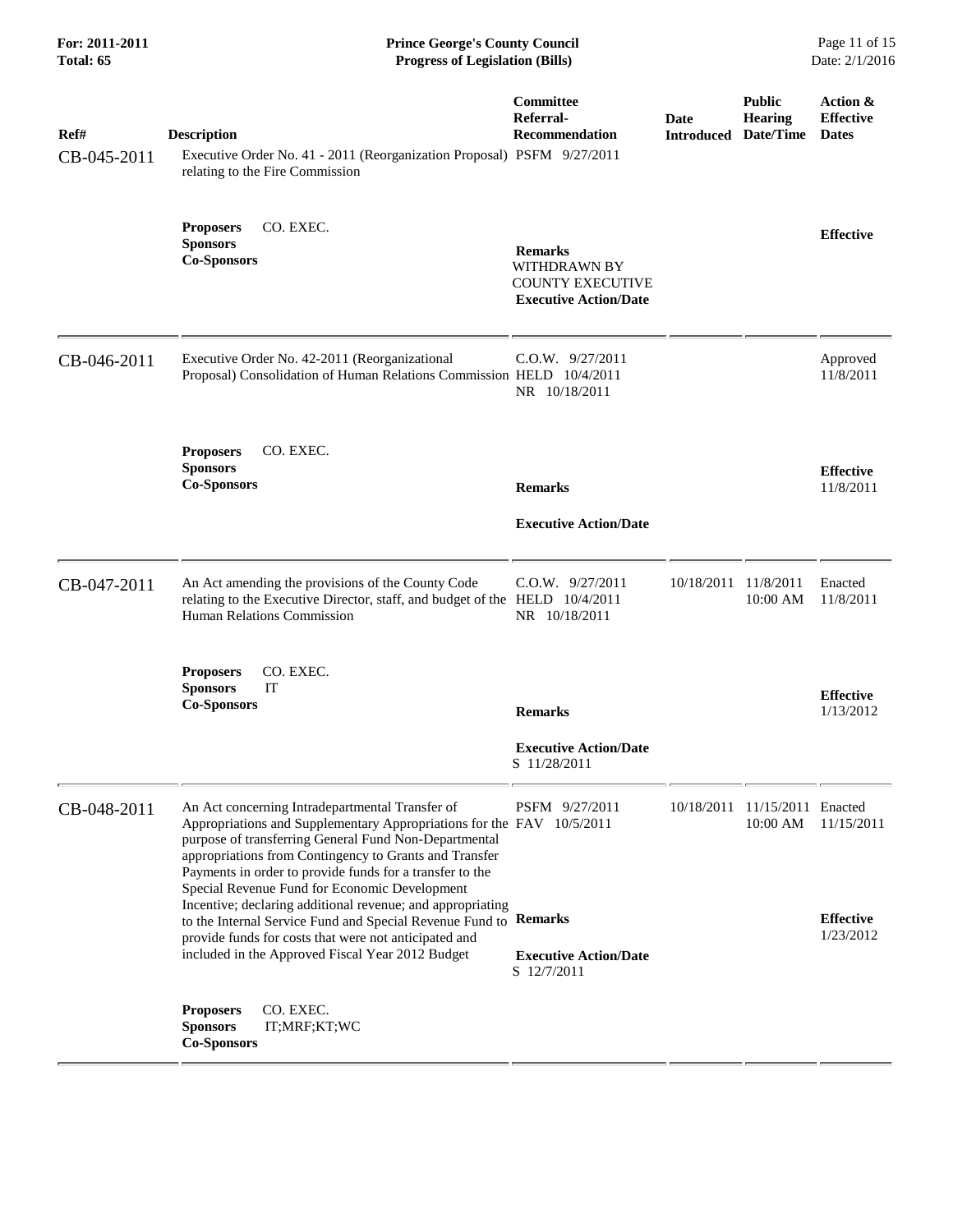| Ref# | Description | Committee Referral-Recommendation | Date Introduced | Public Hearing Date/Time | Action & Effective Dates |
|---|---|---|---|---|---|
| CB-045-2011 | Executive Order No. 41 - 2011 (Reorganization Proposal) relating to the Fire Commission<br><br>**Proposers** CO. EXEC.<br>**Sponsors**<br>**Co-Sponsors** | PSFM 9/27/2011<br><br>**Remarks**<br>WITHDRAWN BY COUNTY EXECUTIVE<br>**Executive Action/Date** | | | **Effective** |
| CB-046-2011 | Executive Order No. 42-2011 (Reorganizational Proposal) Consolidation of Human Relations Commission<br><br>**Proposers** CO. EXEC.<br>**Sponsors**<br>**Co-Sponsors** | C.O.W. 9/27/2011<br>HELD 10/4/2011<br>NR 10/18/2011<br><br>**Remarks**<br><br>**Executive Action/Date** | | | Approved 11/8/2011<br><br>**Effective** 11/8/2011 |
| CB-047-2011 | An Act amending the provisions of the County Code relating to the Executive Director, staff, and budget of the Human Relations Commission<br><br>**Proposers** CO. EXEC.<br>**Sponsors** IT<br>**Co-Sponsors** | C.O.W. 9/27/2011<br>HELD 10/4/2011<br>NR 10/18/2011<br><br>**Remarks**<br><br>**Executive Action/Date**<br>S 11/28/2011 | 10/18/2011 | 11/8/2011 10:00 AM | Enacted 11/8/2011<br><br>**Effective** 1/13/2012 |
| CB-048-2011 | An Act concerning Intradepartmental Transfer of Appropriations and Supplementary Appropriations for the purpose of transferring General Fund Non-Departmental appropriations from Contingency to Grants and Transfer Payments in order to provide funds for a transfer to the Special Revenue Fund for Economic Development Incentive; declaring additional revenue; and appropriating to the Internal Service Fund and Special Revenue Fund to provide funds for costs that were not anticipated and included in the Approved Fiscal Year 2012 Budget<br><br>**Proposers** CO. EXEC.<br>**Sponsors** IT;MRF;KT;WC<br>**Co-Sponsors** | PSFM 9/27/2011<br>FAV 10/5/2011<br><br>**Remarks**<br><br>**Executive Action/Date**<br>S 12/7/2011 | 10/18/2011 | 11/15/2011 10:00 AM | Enacted 11/15/2011<br><br>**Effective** 1/23/2012 |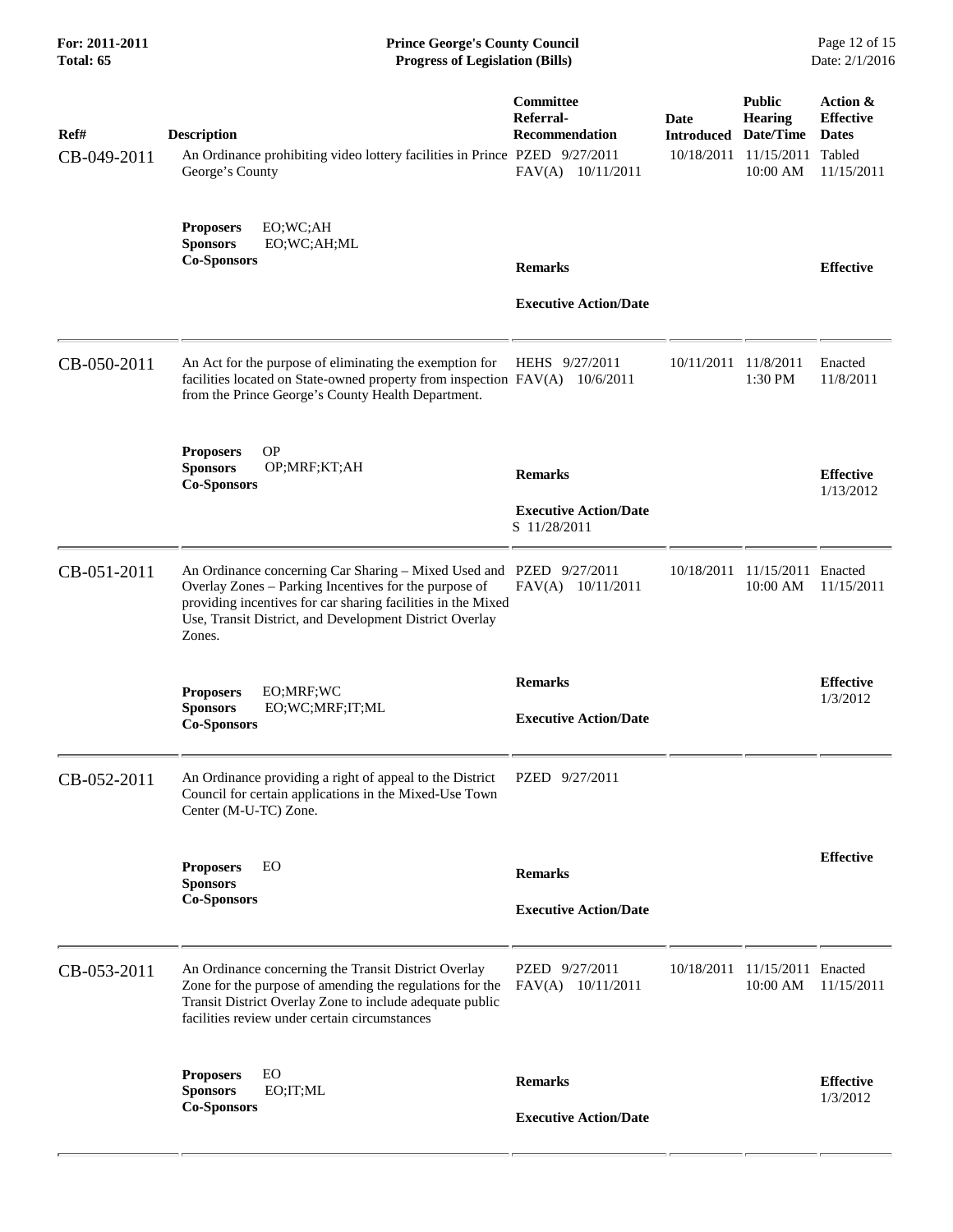| Ref# | Description | Committee Referral-Recommendation | Date Introduced | Public Hearing Date/Time | Action & Effective Dates |
|---|---|---|---|---|---|
| CB-049-2011 | An Ordinance prohibiting video lottery facilities in Prince George's County | PZED 9/27/2011 FAV(A) 10/11/2011 | 10/18/2011 | 11/15/2011 10:00 AM | Tabled 11/15/2011 |
| | **Proposers** EO;WC;AH **Sponsors** EO;WC;AH;ML **Co-Sponsors** | **Remarks** **Executive Action/Date** | | | **Effective** |
| CB-050-2011 | An Act for the purpose of eliminating the exemption for facilities located on State-owned property from inspection from the Prince George's County Health Department. | HEHS 9/27/2011 FAV(A) 10/6/2011 | 10/11/2011 | 11/8/2011 1:30 PM | Enacted 11/8/2011 |
| | **Proposers** OP **Sponsors** OP;MRF;KT;AH **Co-Sponsors** | **Remarks** **Executive Action/Date** S 11/28/2011 | | | **Effective** 1/13/2012 |
| CB-051-2011 | An Ordinance concerning Car Sharing – Mixed Used and Overlay Zones – Parking Incentives for the purpose of providing incentives for car sharing facilities in the Mixed Use, Transit District, and Development District Overlay Zones. | PZED 9/27/2011 FAV(A) 10/11/2011 | 10/18/2011 | 11/15/2011 10:00 AM | Enacted 11/15/2011 |
| | **Proposers** EO;MRF;WC **Sponsors** EO;WC;MRF;IT;ML **Co-Sponsors** | **Remarks** **Executive Action/Date** | | | **Effective** 1/3/2012 |
| CB-052-2011 | An Ordinance providing a right of appeal to the District Council for certain applications in the Mixed-Use Town Center (M-U-TC) Zone. | PZED 9/27/2011 | | | |
| | **Proposers** EO **Sponsors** **Co-Sponsors** | **Remarks** **Executive Action/Date** | | | **Effective** |
| CB-053-2011 | An Ordinance concerning the Transit District Overlay Zone for the purpose of amending the regulations for the Transit District Overlay Zone to include adequate public facilities review under certain circumstances | PZED 9/27/2011 FAV(A) 10/11/2011 | 10/18/2011 | 11/15/2011 10:00 AM | Enacted 11/15/2011 |
| | **Proposers** EO **Sponsors** EO;IT;ML **Co-Sponsors** | **Remarks** **Executive Action/Date** | | | **Effective** 1/3/2012 |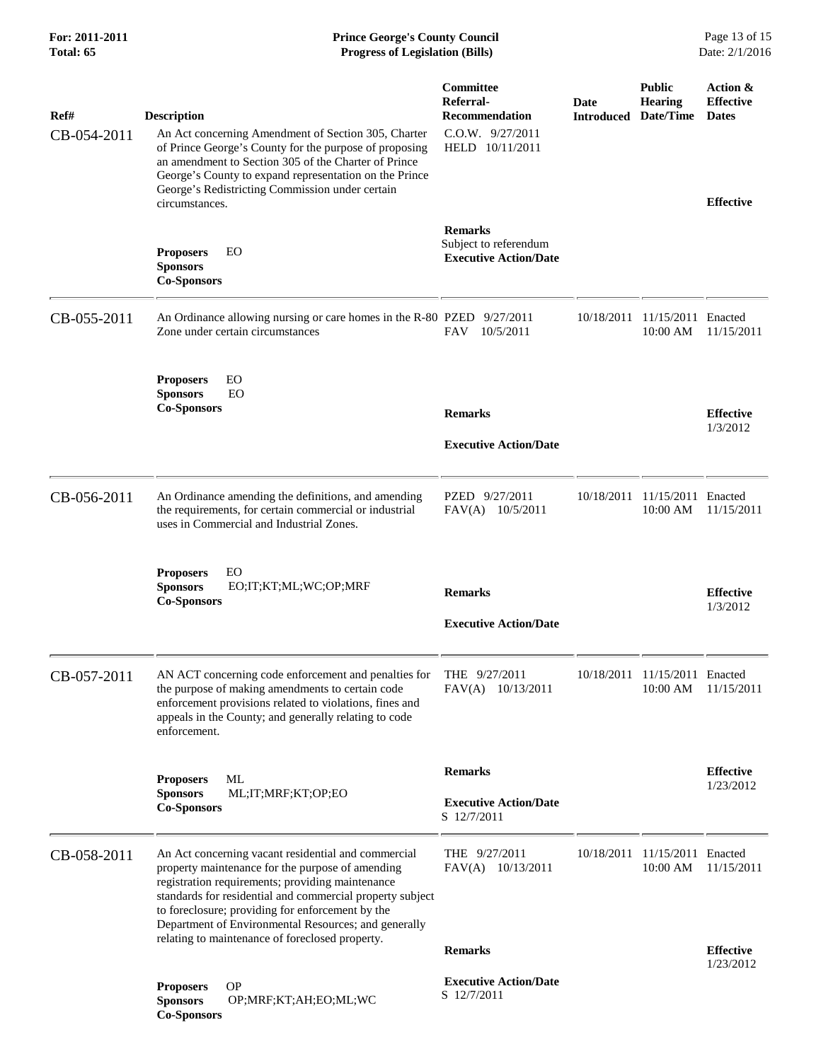| Ref# | Description | Committee Referral-Recommendation | Date Introduced | Public Hearing Date/Time | Action & Effective Dates |
|---|---|---|---|---|---|
| CB-054-2011 | An Act concerning Amendment of Section 305, Charter of Prince George's County for the purpose of proposing an amendment to Section 305 of the Charter of Prince George's County to expand representation on the Prince George's Redistricting Commission under certain circumstances. | C.O.W. 9/27/2011<br>HELD 10/11/2011 | | | |
| | **Proposers** EO<br>**Sponsors**<br>**Co-Sponsors** | **Remarks**<br>Subject to referendum<br>**Executive Action/Date** | | | **Effective** |
| CB-055-2011 | An Ordinance allowing nursing or care homes in the R-80 Zone under certain circumstances | PZED 9/27/2011<br>FAV 10/5/2011 | 10/18/2011 | 11/15/2011 10:00 AM | Enacted 11/15/2011 |
| | **Proposers** EO<br>**Sponsors** EO<br>**Co-Sponsors** | **Remarks**<br>**Executive Action/Date** | | | **Effective** 1/3/2012 |
| CB-056-2011 | An Ordinance amending the definitions, and amending the requirements, for certain commercial or industrial uses in Commercial and Industrial Zones. | PZED 9/27/2011<br>FAV(A) 10/5/2011 | 10/18/2011 | 11/15/2011 10:00 AM | Enacted 11/15/2011 |
| | **Proposers** EO<br>**Sponsors** EO;IT;KT;ML;WC;OP;MRF<br>**Co-Sponsors** | **Remarks**<br>**Executive Action/Date** | | | **Effective** 1/3/2012 |
| CB-057-2011 | AN ACT concerning code enforcement and penalties for the purpose of making amendments to certain code enforcement provisions related to violations, fines and appeals in the County; and generally relating to code enforcement. | THE 9/27/2011<br>FAV(A) 10/13/2011 | 10/18/2011 | 11/15/2011 10:00 AM | Enacted 11/15/2011 |
| | **Proposers** ML<br>**Sponsors** ML;IT;MRF;KT;OP;EO<br>**Co-Sponsors** | **Remarks**<br>**Executive Action/Date**<br>S 12/7/2011 | | | **Effective** 1/23/2012 |
| CB-058-2011 | An Act concerning vacant residential and commercial property maintenance for the purpose of amending registration requirements; providing maintenance standards for residential and commercial property subject to foreclosure; providing for enforcement by the Department of Environmental Resources; and generally relating to maintenance of foreclosed property. | THE 9/27/2011<br>FAV(A) 10/13/2011 | 10/18/2011 | 11/15/2011 10:00 AM | Enacted 11/15/2011 |
| | **Proposers** OP<br>**Sponsors** OP;MRF;KT;AH;EO;ML;WC<br>**Co-Sponsors** | **Remarks**<br>**Executive Action/Date**<br>S 12/7/2011 | | | **Effective** 1/23/2012 |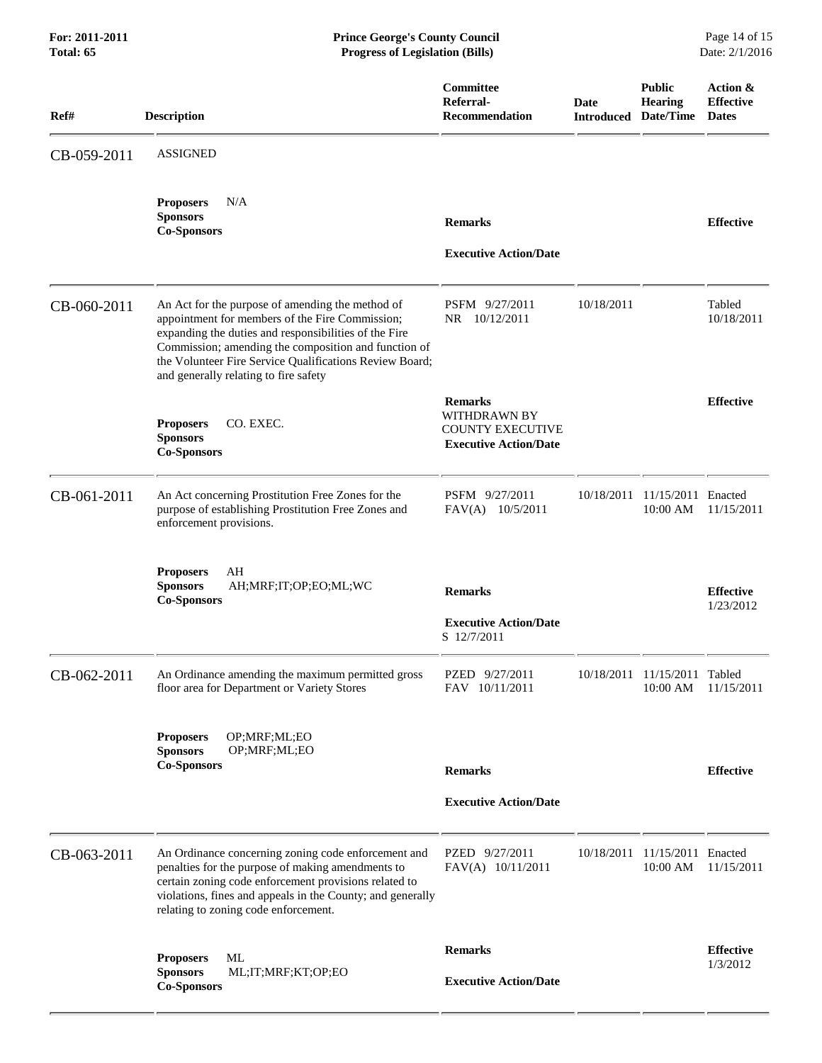| Ref# | Description | Committee Referral-Recommendation | Date Introduced | Public Hearing Date/Time | Action & Effective Dates |
|---|---|---|---|---|---|
| CB-059-2011 | ASSIGNED | | | | |
| | **Proposers** N/A<br>**Sponsors**<br>**Co-Sponsors** | **Remarks**<br><br>**Executive Action/Date** | | | **Effective** |
| CB-060-2011 | An Act for the purpose of amending the method of appointment for members of the Fire Commission; expanding the duties and responsibilities of the Fire Commission; amending the composition and function of the Volunteer Fire Service Qualifications Review Board; and generally relating to fire safety | PSFM 9/27/2011<br>NR 10/12/2011 | 10/18/2011 | | Tabled 10/18/2011 |
| | **Proposers** CO. EXEC.<br>**Sponsors**<br>**Co-Sponsors** | **Remarks**<br>WITHDRAWN BY COUNTY EXECUTIVE<br>**Executive Action/Date** | | | **Effective** |
| CB-061-2011 | An Act concerning Prostitution Free Zones for the purpose of establishing Prostitution Free Zones and enforcement provisions. | PSFM 9/27/2011<br>FAV(A) 10/5/2011 | 10/18/2011 | 11/15/2011 10:00 AM | Enacted 11/15/2011 |
| | **Proposers** AH<br>**Sponsors** AH;MRF;IT;OP;EO;ML;WC<br>**Co-Sponsors** | **Remarks**<br><br>**Executive Action/Date**<br>S 12/7/2011 | | | **Effective** 1/23/2012 |
| CB-062-2011 | An Ordinance amending the maximum permitted gross floor area for Department or Variety Stores | PZED 9/27/2011<br>FAV 10/11/2011 | 10/18/2011 | 11/15/2011 10:00 AM | Tabled 11/15/2011 |
| | **Proposers** OP;MRF;ML;EO<br>**Sponsors** OP;MRF;ML;EO<br>**Co-Sponsors** | **Remarks**<br><br>**Executive Action/Date** | | | **Effective** |
| CB-063-2011 | An Ordinance concerning zoning code enforcement and penalties for the purpose of making amendments to certain zoning code enforcement provisions related to violations, fines and appeals in the County; and generally relating to zoning code enforcement. | PZED 9/27/2011<br>FAV(A) 10/11/2011 | 10/18/2011 | 11/15/2011 10:00 AM | Enacted 11/15/2011 |
| | **Proposers** ML<br>**Sponsors** ML;IT;MRF;KT;OP;EO<br>**Co-Sponsors** | **Remarks**<br><br>**Executive Action/Date** | | | **Effective** 1/3/2012 |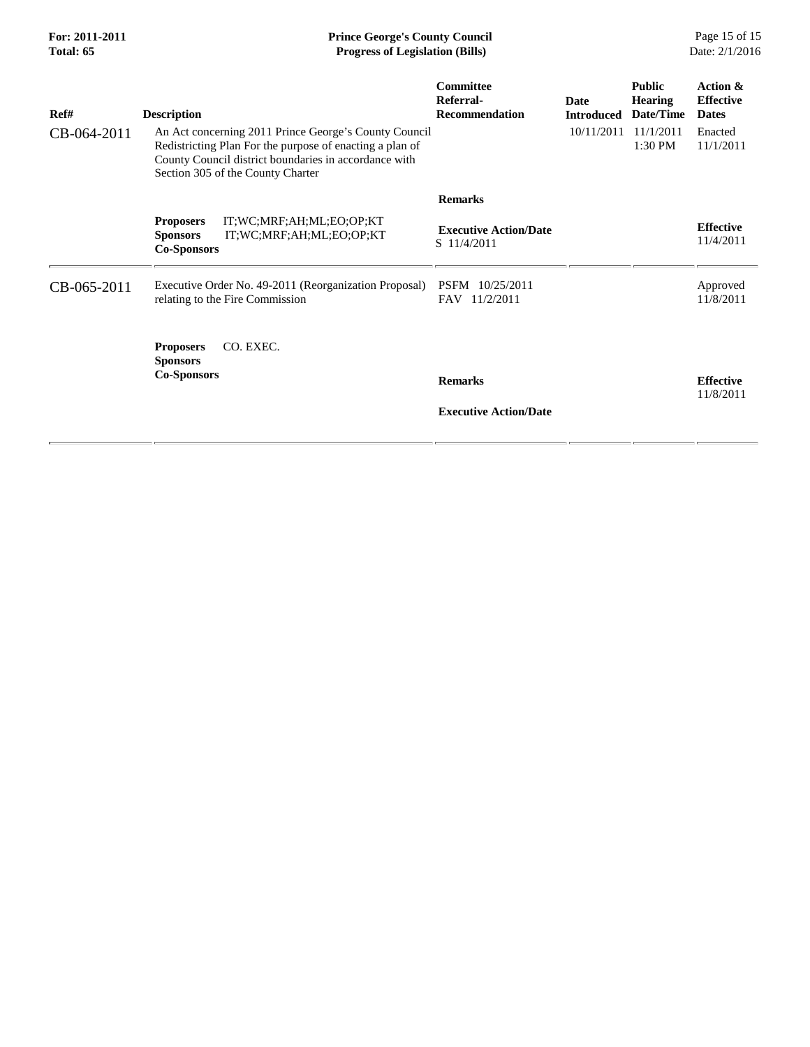| Ref# | Description | Committee Referral-Recommendation | Date Introduced | Public Hearing Date/Time | Action & Effective Dates |
|---|---|---|---|---|---|
| CB-064-2011 | An Act concerning 2011 Prince George's County Council Redistricting Plan For the purpose of enacting a plan of County Council district boundaries in accordance with Section 305 of the County Charter | | 10/11/2011 | 11/1/2011 1:30 PM | Enacted 11/1/2011 |
| | | **Remarks** | | | |
| | **Proposers** IT;WC;MRF;AH;ML;EO;OP;KT **Sponsors** IT;WC;MRF;AH;ML;EO;OP;KT **Co-Sponsors** | **Executive Action/Date** S 11/4/2011 | | | **Effective** 11/4/2011 |
| CB-065-2011 | Executive Order No. 49-2011 (Reorganization Proposal) relating to the Fire Commission | PSFM 10/25/2011 FAV 11/2/2011 | | | Approved 11/8/2011 |
| | **Proposers** CO. EXEC. **Sponsors** **Co-Sponsors** | **Remarks** | | | **Effective** 11/8/2011 |
| | | **Executive Action/Date** | | | |